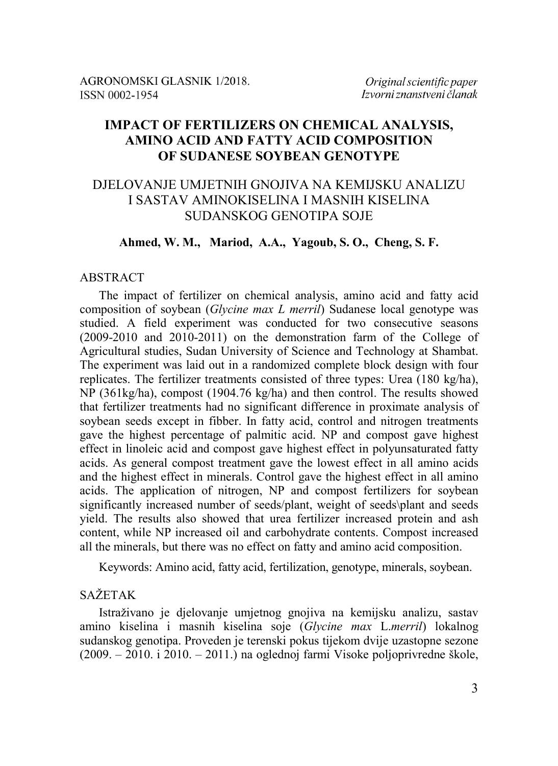AGRONOMSKI GLASNIK 1/2018.
ISSN 0002-1954

*Original scientific paper*
*Izvorni znanstveni članak*

# IMPACT OF FERTILIZERS ON CHEMICAL ANALYSIS, AMINO ACID AND FATTY ACID COMPOSITION OF SUDANESE SOYBEAN GENOTYPE

# DJELOVANJE UMJETNIH GNOJIVA NA KEMIJSKU ANALIZU I SASTAV AMINOKISELINA I MASNIH KISELINA SUDANSKOG GENOTIPA SOJE

**Ahmed, W. M., Mariod, A.A., Yagoub, S. O., Cheng, S. F.**

## ABSTRACT

The impact of fertilizer on chemical analysis, amino acid and fatty acid composition of soybean (*Glycine max L merril*) Sudanese local genotype was studied. A field experiment was conducted for two consecutive seasons (2009-2010 and 2010-2011) on the demonstration farm of the College of Agricultural studies, Sudan University of Science and Technology at Shambat. The experiment was laid out in a randomized complete block design with four replicates. The fertilizer treatments consisted of three types: Urea (180 kg/ha), NP (361kg/ha), compost (1904.76 kg/ha) and then control. The results showed that fertilizer treatments had no significant difference in proximate analysis of soybean seeds except in fibber. In fatty acid, control and nitrogen treatments gave the highest percentage of palmitic acid. NP and compost gave highest effect in linoleic acid and compost gave highest effect in polyunsaturated fatty acids. As general compost treatment gave the lowest effect in all amino acids and the highest effect in minerals. Control gave the highest effect in all amino acids. The application of nitrogen, NP and compost fertilizers for soybean significantly increased number of seeds/plant, weight of seeds\plant and seeds yield. The results also showed that urea fertilizer increased protein and ash content, while NP increased oil and carbohydrate contents. Compost increased all the minerals, but there was no effect on fatty and amino acid composition.

Keywords: Amino acid, fatty acid, fertilization, genotype, minerals, soybean.

## SAŽETAK

Istraživano je djelovanje umjetnog gnojiva na kemijsku analizu, sastav amino kiselina i masnih kiselina soje (*Glycine max* L.*merril*) lokalnog sudanskog genotipa. Proveden je terenski pokus tijekom dvije uzastopne sezone (2009. – 2010. i 2010. – 2011.) na oglednoj farmi Visoke poljoprivredne škole,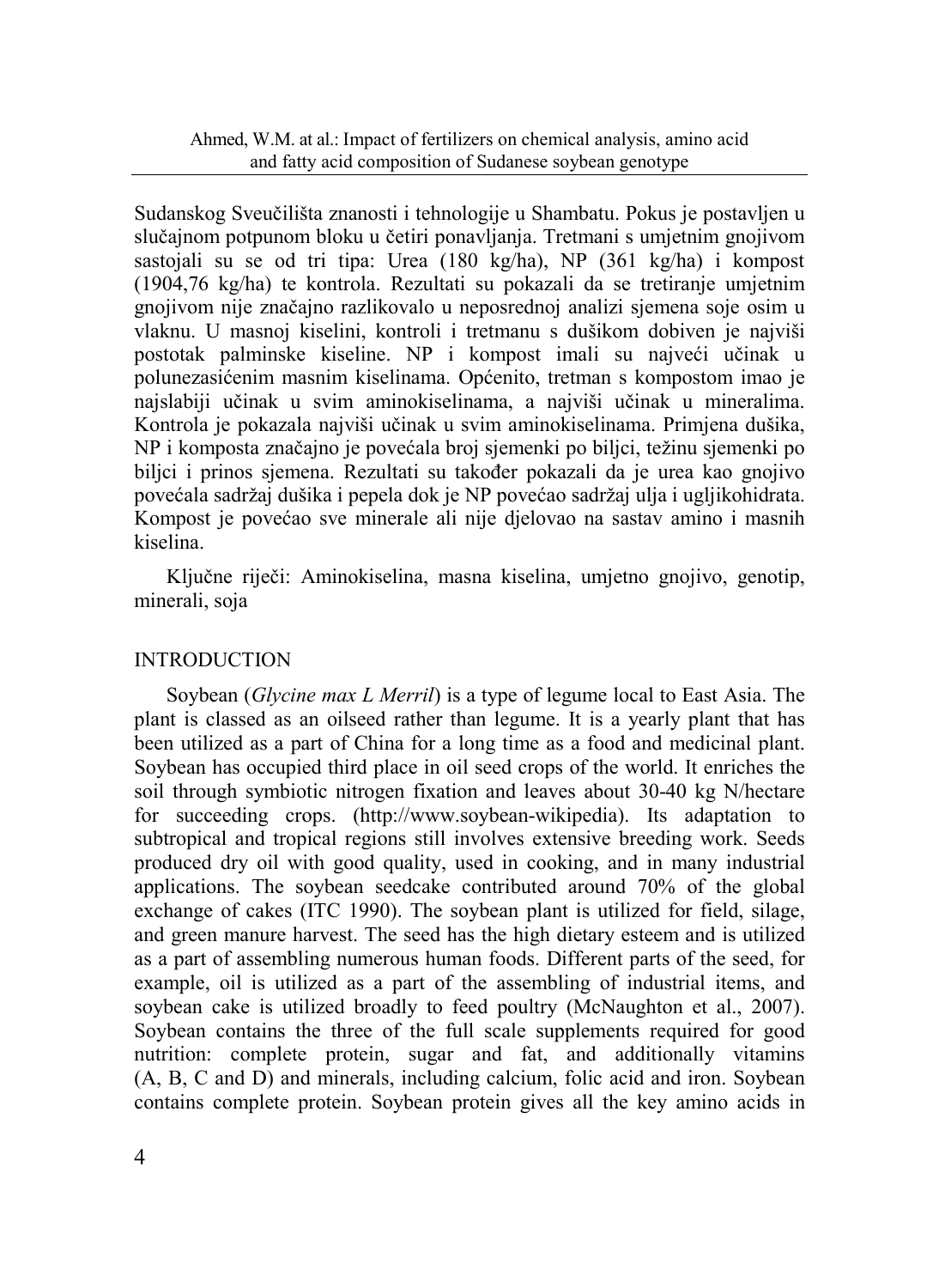Sudanskog Sveučilišta znanosti i tehnologije u Shambatu. Pokus je postavljen u slučajnom potpunom bloku u četiri ponavljanja. Tretmani s umjetnim gnojivom sastojali su se od tri tipa: Urea (180 kg/ha), NP (361 kg/ha) i kompost (1904,76 kg/ha) te kontrola. Rezultati su pokazali da se tretiranje umjetnim gnojivom nije značajno razlikovalo u neposrednoj analizi sjemena soje osim u vlaknu. U masnoj kiselini, kontroli i tretmanu s dušikom dobiven je najviši postotak palminske kiseline. NP i kompost imali su najveći učinak u polunezasićenim masnim kiselinama. Općenito, tretman s kompostom imao je najslabiji učinak u svim aminokiselinama, a najviši učinak u mineralima. Kontrola je pokazala najviši učinak u svim aminokiselinama. Primjena dušika, NP i komposta značajno je povećala broj sjemenki po biljci, težinu sjemenki po biljci i prinos sjemena. Rezultati su također pokazali da je urea kao gnojivo povećala sadržaj dušika i pepela dok je NP povećao sadržaj ulja i ugljikohidrata. Kompost je povećao sve minerale ali nije djelovao na sastav amino i masnih kiselina.

Ključne riječi: Aminokiselina, masna kiselina, umjetno gnojivo, genotip, minerali, soja

## INTRODUCTION

Soybean (*Glycine max L Merril*) is a type of legume local to East Asia. The plant is classed as an oilseed rather than legume. It is a yearly plant that has been utilized as a part of China for a long time as a food and medicinal plant. Soybean has occupied third place in oil seed crops of the world. It enriches the soil through symbiotic nitrogen fixation and leaves about 30-40 kg N/hectare for succeeding crops. (http://www.soybean-wikipedia). Its adaptation to subtropical and tropical regions still involves extensive breeding work. Seeds produced dry oil with good quality, used in cooking, and in many industrial applications. The soybean seedcake contributed around 70% of the global exchange of cakes (ITC 1990). The soybean plant is utilized for field, silage, and green manure harvest. The seed has the high dietary esteem and is utilized as a part of assembling numerous human foods. Different parts of the seed, for example, oil is utilized as a part of the assembling of industrial items, and soybean cake is utilized broadly to feed poultry (McNaughton et al., 2007). Soybean contains the three of the full scale supplements required for good nutrition: complete protein, sugar and fat, and additionally vitamins (A, B, C and D) and minerals, including calcium, folic acid and iron. Soybean contains complete protein. Soybean protein gives all the key amino acids in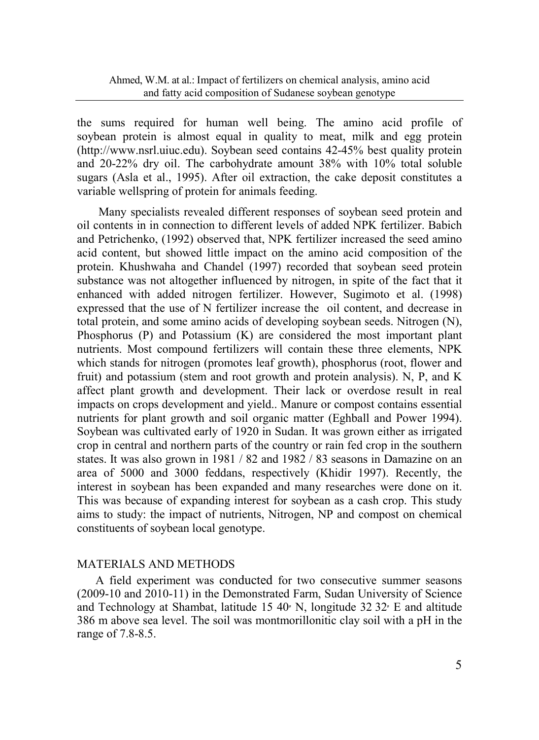the sums required for human well being. The amino acid profile of soybean protein is almost equal in quality to meat, milk and egg protein (http://www.nsrl.uiuc.edu). Soybean seed contains 42-45% best quality protein and 20-22% dry oil. The carbohydrate amount 38% with 10% total soluble sugars (Asla et al., 1995). After oil extraction, the cake deposit constitutes a variable wellspring of protein for animals feeding.

Many specialists revealed different responses of soybean seed protein and oil contents in in connection to different levels of added NPK fertilizer. Babich and Petrichenko, (1992) observed that, NPK fertilizer increased the seed amino acid content, but showed little impact on the amino acid composition of the protein. Khushwaha and Chandel (1997) recorded that soybean seed protein substance was not altogether influenced by nitrogen, in spite of the fact that it enhanced with added nitrogen fertilizer. However, Sugimoto et al. (1998) expressed that the use of N fertilizer increase the oil content, and decrease in total protein, and some amino acids of developing soybean seeds. Nitrogen (N), Phosphorus (P) and Potassium (K) are considered the most important plant nutrients. Most compound fertilizers will contain these three elements, NPK which stands for nitrogen (promotes leaf growth), phosphorus (root, flower and fruit) and potassium (stem and root growth and protein analysis). N, P, and K affect plant growth and development. Their lack or overdose result in real impacts on crops development and yield.. Manure or compost contains essential nutrients for plant growth and soil organic matter (Eghball and Power 1994). Soybean was cultivated early of 1920 in Sudan. It was grown either as irrigated crop in central and northern parts of the country or rain fed crop in the southern states. It was also grown in 1981 / 82 and 1982 / 83 seasons in Damazine on an area of 5000 and 3000 feddans, respectively (Khidir 1997). Recently, the interest in soybean has been expanded and many researches were done on it. This was because of expanding interest for soybean as a cash crop. This study aims to study: the impact of nutrients, Nitrogen, NP and compost on chemical constituents of soybean local genotype.

## MATERIALS AND METHODS

A field experiment was conducted for two consecutive summer seasons (2009-10 and 2010-11) in the Demonstrated Farm, Sudan University of Science and Technology at Shambat, latitude 15 40′ N, longitude 32 32′ E and altitude 386 m above sea level. The soil was montmorillonitic clay soil with a pH in the range of 7.8-8.5.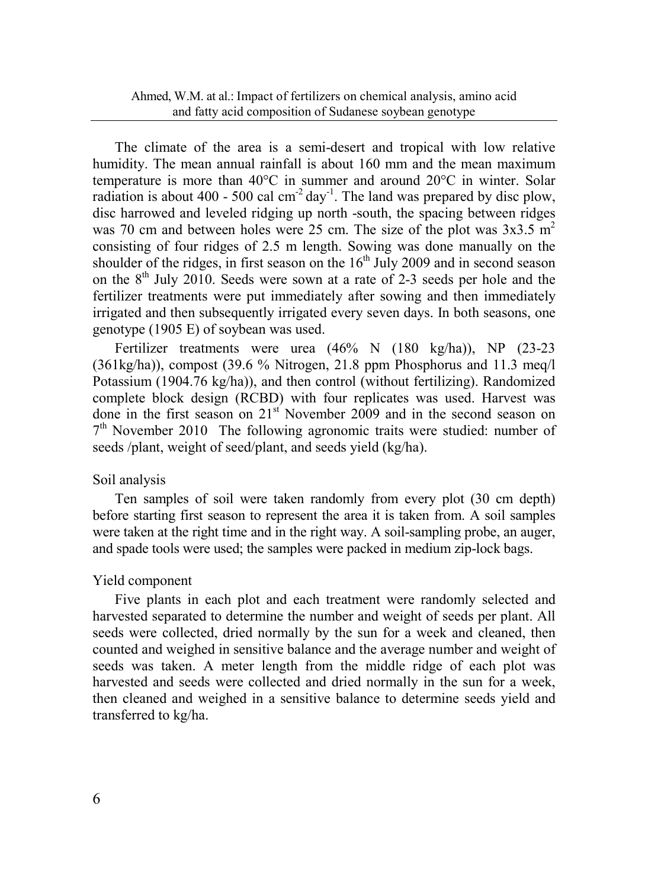The climate of the area is a semi-desert and tropical with low relative humidity. The mean annual rainfall is about 160 mm and the mean maximum temperature is more than 40°C in summer and around 20°C in winter. Solar radiation is about 400 - 500 cal $cm^{-2}$ $day^{-1}$. The land was prepared by disc plow, disc harrowed and leveled ridging up north -south, the spacing between ridges was 70 cm and between holes were 25 cm. The size of the plot was 3x3.5 $m^2$ consisting of four ridges of 2.5 m length. Sowing was done manually on the shoulder of the ridges, in first season on the 16th July 2009 and in second season on the 8th July 2010. Seeds were sown at a rate of 2-3 seeds per hole and the fertilizer treatments were put immediately after sowing and then immediately irrigated and then subsequently irrigated every seven days. In both seasons, one genotype (1905 E) of soybean was used.

Fertilizer treatments were urea (46% N (180 kg/ha)), NP (23-23 (361kg/ha)), compost (39.6 % Nitrogen, 21.8 ppm Phosphorus and 11.3 meq/l Potassium (1904.76 kg/ha)), and then control (without fertilizing). Randomized complete block design (RCBD) with four replicates was used. Harvest was done in the first season on 21st November 2009 and in the second season on 7th November 2010 The following agronomic traits were studied: number of seeds /plant, weight of seed/plant, and seeds yield (kg/ha).

Soil analysis

Ten samples of soil were taken randomly from every plot (30 cm depth) before starting first season to represent the area it is taken from. A soil samples were taken at the right time and in the right way. A soil-sampling probe, an auger, and spade tools were used; the samples were packed in medium zip-lock bags.

Yield component

Five plants in each plot and each treatment were randomly selected and harvested separated to determine the number and weight of seeds per plant. All seeds were collected, dried normally by the sun for a week and cleaned, then counted and weighed in sensitive balance and the average number and weight of seeds was taken. A meter length from the middle ridge of each plot was harvested and seeds were collected and dried normally in the sun for a week, then cleaned and weighed in a sensitive balance to determine seeds yield and transferred to kg/ha.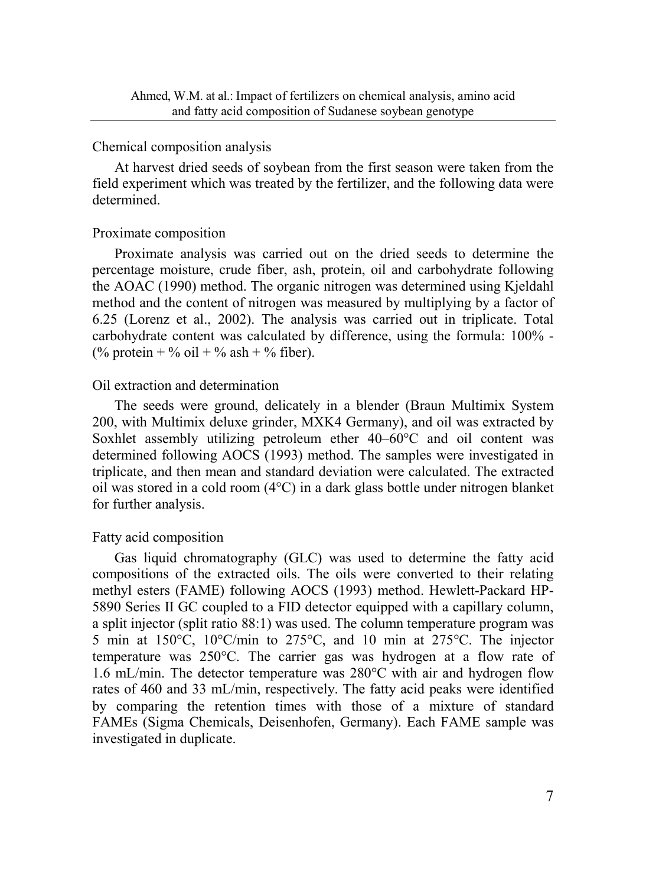## Chemical composition analysis

At harvest dried seeds of soybean from the first season were taken from the field experiment which was treated by the fertilizer, and the following data were determined.

### Proximate composition

Proximate analysis was carried out on the dried seeds to determine the percentage moisture, crude fiber, ash, protein, oil and carbohydrate following the AOAC (1990) method. The organic nitrogen was determined using Kjeldahl method and the content of nitrogen was measured by multiplying by a factor of 6.25 (Lorenz et al., 2002). The analysis was carried out in triplicate. Total carbohydrate content was calculated by difference, using the formula: 100% - (% protein + % oil + % ash + % fiber).

### Oil extraction and determination

The seeds were ground, delicately in a blender (Braun Multimix System 200, with Multimix deluxe grinder, MXK4 Germany), and oil was extracted by Soxhlet assembly utilizing petroleum ether 40–60°C and oil content was determined following AOCS (1993) method. The samples were investigated in triplicate, and then mean and standard deviation were calculated. The extracted oil was stored in a cold room (4°C) in a dark glass bottle under nitrogen blanket for further analysis.

### Fatty acid composition

Gas liquid chromatography (GLC) was used to determine the fatty acid compositions of the extracted oils. The oils were converted to their relating methyl esters (FAME) following AOCS (1993) method. Hewlett-Packard HP-5890 Series II GC coupled to a FID detector equipped with a capillary column, a split injector (split ratio 88:1) was used. The column temperature program was 5 min at 150°C, 10°C/min to 275°C, and 10 min at 275°C. The injector temperature was 250°C. The carrier gas was hydrogen at a flow rate of 1.6 mL/min. The detector temperature was 280°C with air and hydrogen flow rates of 460 and 33 mL/min, respectively. The fatty acid peaks were identified by comparing the retention times with those of a mixture of standard FAMEs (Sigma Chemicals, Deisenhofen, Germany). Each FAME sample was investigated in duplicate.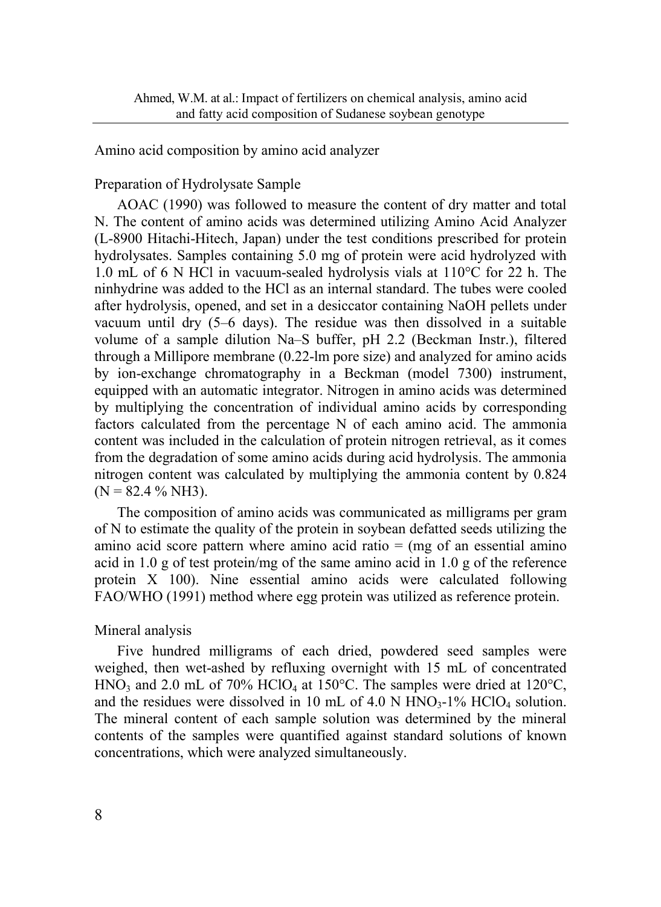Amino acid composition by amino acid analyzer

Preparation of Hydrolysate Sample

AOAC (1990) was followed to measure the content of dry matter and total N. The content of amino acids was determined utilizing Amino Acid Analyzer (L-8900 Hitachi-Hitech, Japan) under the test conditions prescribed for protein hydrolysates. Samples containing 5.0 mg of protein were acid hydrolyzed with 1.0 mL of 6 N HCl in vacuum-sealed hydrolysis vials at 110°C for 22 h. The ninhydrine was added to the HCl as an internal standard. The tubes were cooled after hydrolysis, opened, and set in a desiccator containing NaOH pellets under vacuum until dry (5–6 days). The residue was then dissolved in a suitable volume of a sample dilution Na–S buffer, pH 2.2 (Beckman Instr.), filtered through a Millipore membrane (0.22-lm pore size) and analyzed for amino acids by ion-exchange chromatography in a Beckman (model 7300) instrument, equipped with an automatic integrator. Nitrogen in amino acids was determined by multiplying the concentration of individual amino acids by corresponding factors calculated from the percentage N of each amino acid. The ammonia content was included in the calculation of protein nitrogen retrieval, as it comes from the degradation of some amino acids during acid hydrolysis. The ammonia nitrogen content was calculated by multiplying the ammonia content by 0.824 (N = 82.4 % $NH_3$).

The composition of amino acids was communicated as milligrams per gram of N to estimate the quality of the protein in soybean defatted seeds utilizing the amino acid score pattern where amino acid ratio = (mg of an essential amino acid in 1.0 g of test protein/mg of the same amino acid in 1.0 g of the reference protein X 100). Nine essential amino acids were calculated following FAO/WHO (1991) method where egg protein was utilized as reference protein.

Mineral analysis

Five hundred milligrams of each dried, powdered seed samples were weighed, then wet-ashed by refluxing overnight with 15 mL of concentrated $HNO_3$ and 2.0 mL of 70% $HClO_4$ at 150°C. The samples were dried at 120°C, and the residues were dissolved in 10 mL of 4.0 N $HNO_3$-1% $HClO_4$ solution. The mineral content of each sample solution was determined by the mineral contents of the samples were quantified against standard solutions of known concentrations, which were analyzed simultaneously.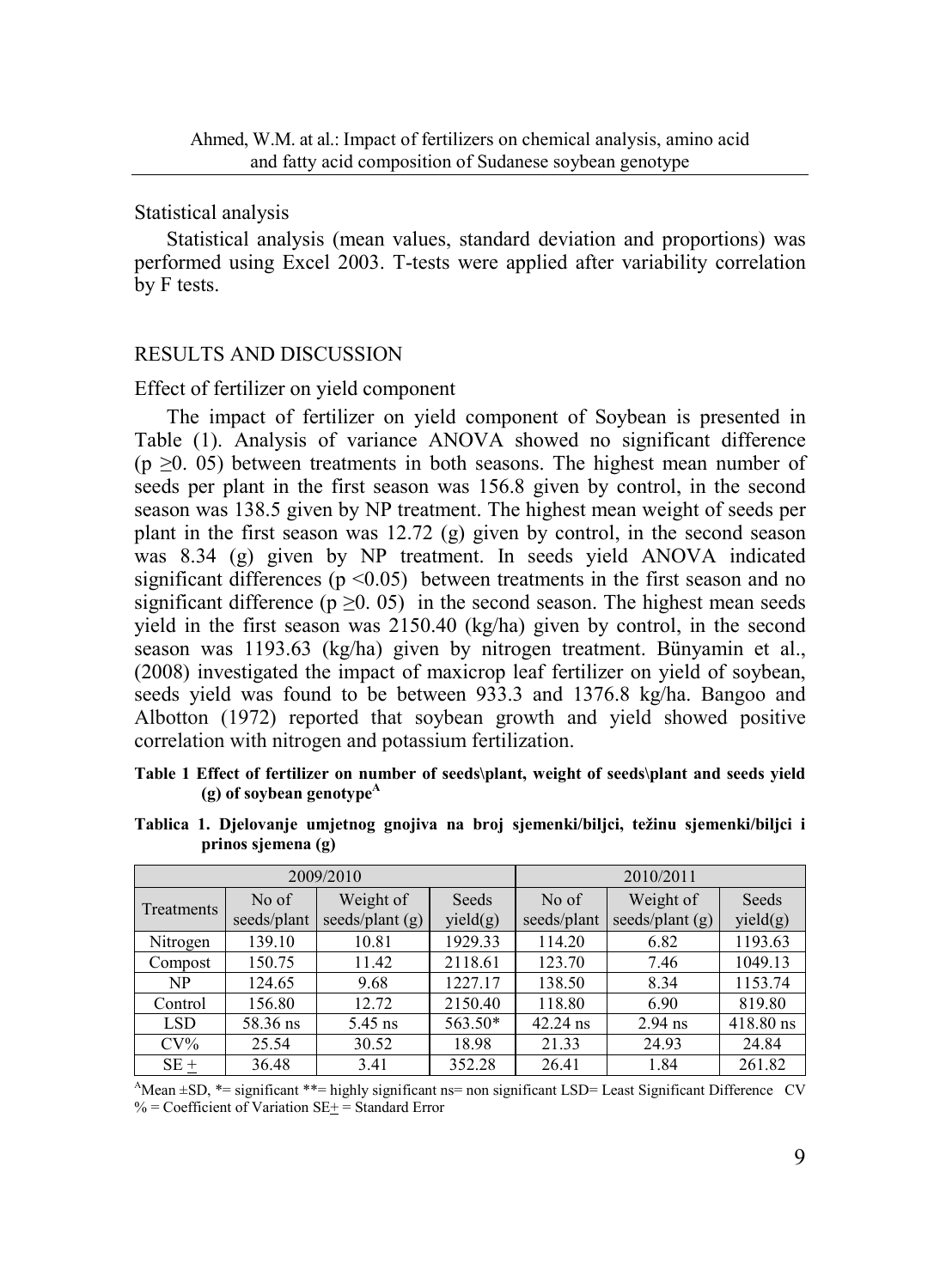## Statistical analysis

Statistical analysis (mean values, standard deviation and proportions) was performed using Excel 2003. T-tests were applied after variability correlation by F tests.

## RESULTS AND DISCUSSION

### Effect of fertilizer on yield component

The impact of fertilizer on yield component of Soybean is presented in Table (1). Analysis of variance ANOVA showed no significant difference ($p \geq 0.05$) between treatments in both seasons. The highest mean number of seeds per plant in the first season was 156.8 given by control, in the second season was 138.5 given by NP treatment. The highest mean weight of seeds per plant in the first season was 12.72 (g) given by control, in the second season was 8.34 (g) given by NP treatment. In seeds yield ANOVA indicated significant differences ($p < 0.05$) between treatments in the first season and no significant difference ($p \geq 0.05$) in the second season. The highest mean seeds yield in the first season was 2150.40 (kg/ha) given by control, in the second season was 1193.63 (kg/ha) given by nitrogen treatment. Bünyamin et al., (2008) investigated the impact of maxicrop leaf fertilizer on yield of soybean, seeds yield was found to be between 933.3 and 1376.8 kg/ha. Bangoo and Albotton (1972) reported that soybean growth and yield showed positive correlation with nitrogen and potassium fertilization.

**Table 1 Effect of fertilizer on number of seeds\plant, weight of seeds\plant and seeds yield (g) of soybean genotype[A]**

**Tablica 1. Djelovanje umjetnog gnojiva na broj sjemenki/biljci, težinu sjemenki/biljci i prinos sjemena (g)**

| | 2009/2010 | | | 2010/2011 | | |
|---|---|---|---|---|---|---|
| Treatments | No of seeds/plant | Weight of seeds/plant (g) | Seeds yield(g) | No of seeds/plant | Weight of seeds/plant (g) | Seeds yield(g) |
| Nitrogen | 139.10 | 10.81 | 1929.33 | 114.20 | 6.82 | 1193.63 |
| Compost | 150.75 | 11.42 | 2118.61 | 123.70 | 7.46 | 1049.13 |
| NP | 124.65 | 9.68 | 1227.17 | 138.50 | 8.34 | 1153.74 |
| Control | 156.80 | 12.72 | 2150.40 | 118.80 | 6.90 | 819.80 |
| LSD | 58.36 ns | 5.45 ns | 563.50* | 42.24 ns | 2.94 ns | 418.80 ns |
| CV% | 25.54 | 30.52 | 18.98 | 21.33 | 24.93 | 24.84 |
| SE ± | 36.48 | 3.41 | 352.28 | 26.41 | 1.84 | 261.82 |

[A]Mean ±SD, *= significant **= highly significant ns= non significant LSD= Least Significant Difference CV % = Coefficient of Variation SE± = Standard Error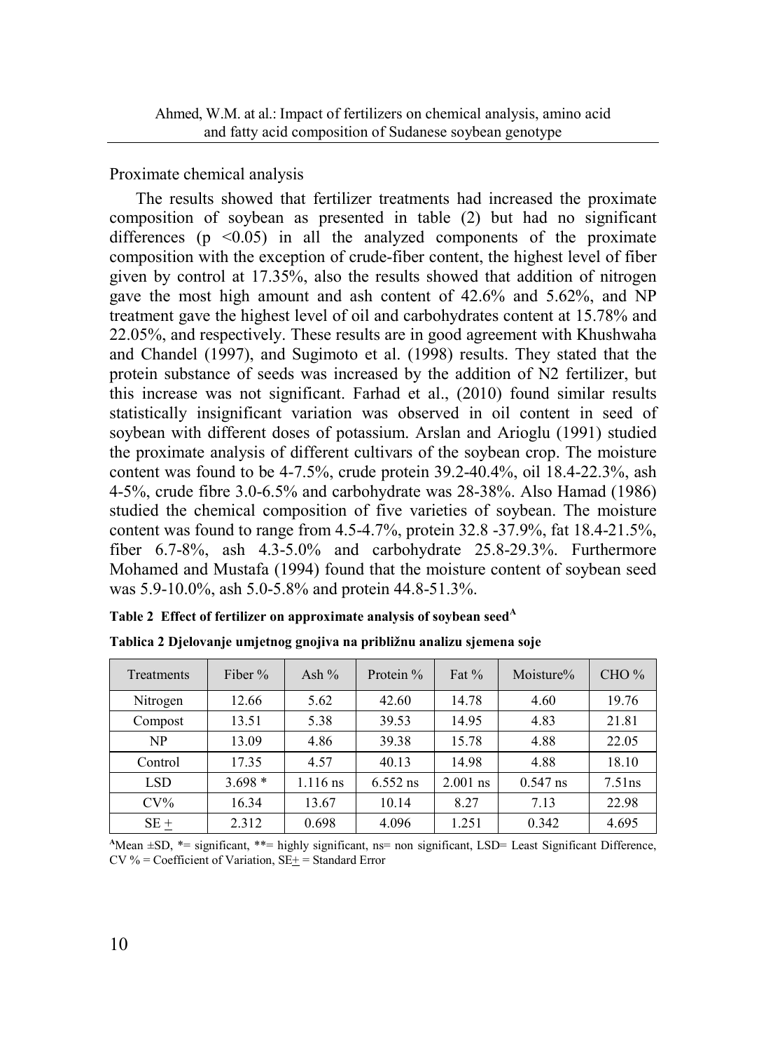## Proximate chemical analysis

The results showed that fertilizer treatments had increased the proximate composition of soybean as presented in table (2) but had no significant differences ($p < 0.05$) in all the analyzed components of the proximate composition with the exception of crude-fiber content, the highest level of fiber given by control at 17.35%, also the results showed that addition of nitrogen gave the most high amount and ash content of 42.6% and 5.62%, and NP treatment gave the highest level of oil and carbohydrates content at 15.78% and 22.05%, and respectively. These results are in good agreement with Khushwaha and Chandel (1997), and Sugimoto et al. (1998) results. They stated that the protein substance of seeds was increased by the addition of $N_2$ fertilizer, but this increase was not significant. Farhad et al., (2010) found similar results statistically insignificant variation was observed in oil content in seed of soybean with different doses of potassium. Arslan and Arioglu (1991) studied the proximate analysis of different cultivars of the soybean crop. The moisture content was found to be 4-7.5%, crude protein 39.2-40.4%, oil 18.4-22.3%, ash 4-5%, crude fibre 3.0-6.5% and carbohydrate was 28-38%. Also Hamad (1986) studied the chemical composition of five varieties of soybean. The moisture content was found to range from 4.5-4.7%, protein 32.8 -37.9%, fat 18.4-21.5%, fiber 6.7-8%, ash 4.3-5.0% and carbohydrate 25.8-29.3%. Furthermore Mohamed and Mustafa (1994) found that the moisture content of soybean seed was 5.9-10.0%, ash 5.0-5.8% and protein 44.8-51.3%.

**Table 2 Effect of fertilizer on approximate analysis of soybean seed[A]**

**Tablica 2 Djelovanje umjetnog gnojiva na približnu analizu sjemena soje**

| Treatments | Fiber % | Ash % | Protein % | Fat % | Moisture% | CHO % |
|---|---|---|---|---|---|---|
| Nitrogen | 12.66 | 5.62 | 42.60 | 14.78 | 4.60 | 19.76 |
| Compost | 13.51 | 5.38 | 39.53 | 14.95 | 4.83 | 21.81 |
| NP | 13.09 | 4.86 | 39.38 | 15.78 | 4.88 | 22.05 |
| Control | 17.35 | 4.57 | 40.13 | 14.98 | 4.88 | 18.10 |
| LSD | 3.698 * | 1.116 ns | 6.552 ns | 2.001 ns | 0.547 ns | 7.51ns |
| CV% | 16.34 | 13.67 | 10.14 | 8.27 | 7.13 | 22.98 |
| SE $\pm$ | 2.312 | 0.698 | 4.096 | 1.251 | 0.342 | 4.695 |

[A]Mean ±SD, *= significant, **= highly significant, ns= non significant, LSD= Least Significant Difference, CV % = Coefficient of Variation, SE$\pm$ = Standard Error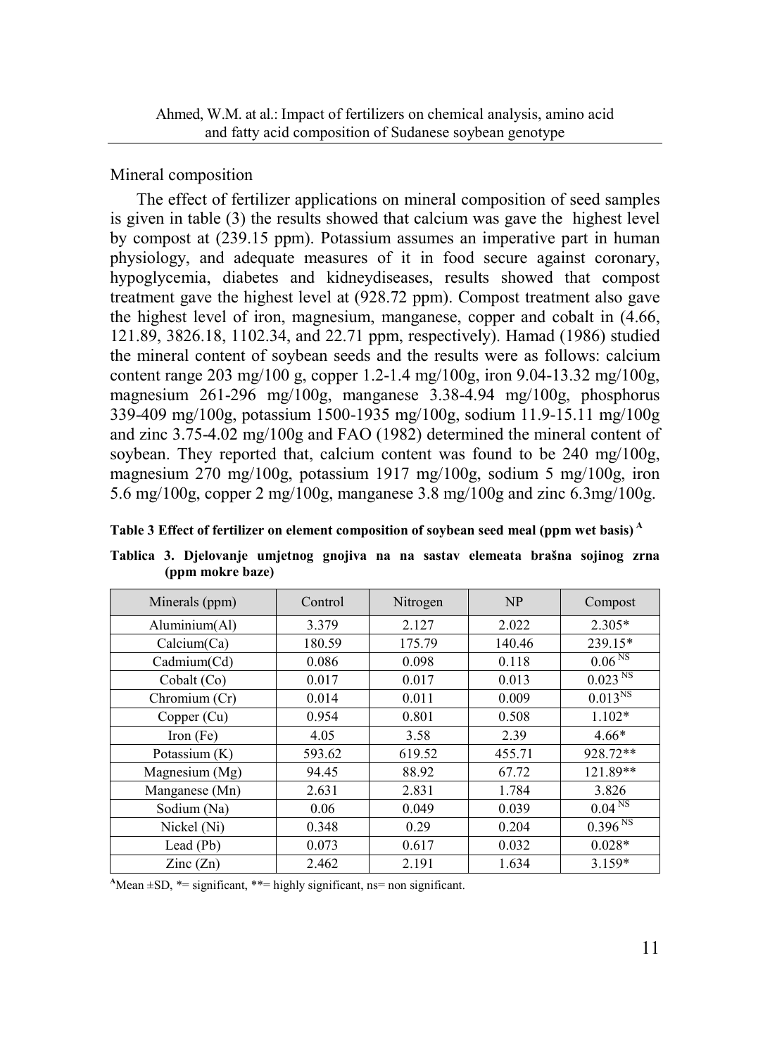## Mineral composition

The effect of fertilizer applications on mineral composition of seed samples is given in table (3) the results showed that calcium was gave the highest level by compost at (239.15 ppm). Potassium assumes an imperative part in human physiology, and adequate measures of it in food secure against coronary, hypoglycemia, diabetes and kidneydiseases, results showed that compost treatment gave the highest level at (928.72 ppm). Compost treatment also gave the highest level of iron, magnesium, manganese, copper and cobalt in (4.66, 121.89, 3826.18, 1102.34, and 22.71 ppm, respectively). Hamad (1986) studied the mineral content of soybean seeds and the results were as follows: calcium content range 203 mg/100 g, copper 1.2-1.4 mg/100g, iron 9.04-13.32 mg/100g, magnesium 261-296 mg/100g, manganese 3.38-4.94 mg/100g, phosphorus 339-409 mg/100g, potassium 1500-1935 mg/100g, sodium 11.9-15.11 mg/100g and zinc 3.75-4.02 mg/100g and FAO (1982) determined the mineral content of soybean. They reported that, calcium content was found to be 240 mg/100g, magnesium 270 mg/100g, potassium 1917 mg/100g, sodium 5 mg/100g, iron 5.6 mg/100g, copper 2 mg/100g, manganese 3.8 mg/100g and zinc 6.3mg/100g.

**Table 3 Effect of fertilizer on element composition of soybean seed meal (ppm wet basis) [A]**

**Tablica 3. Djelovanje umjetnog gnojiva na na sastav elemeata brašna sojinog zrna (ppm mokre baze)**

| Minerals (ppm) | Control | Nitrogen | NP | Compost |
|---|---|---|---|---|
| Aluminium(Al) | 3.379 | 2.127 | 2.022 | 2.305* |
| Calcium(Ca) | 180.59 | 175.79 | 140.46 | 239.15* |
| Cadmium(Cd) | 0.086 | 0.098 | 0.118 | 0.06 [NS] |
| Cobalt (Co) | 0.017 | 0.017 | 0.013 | 0.023 [NS] |
| Chromium (Cr) | 0.014 | 0.011 | 0.009 | 0.013[NS] |
| Copper (Cu) | 0.954 | 0.801 | 0.508 | 1.102* |
| Iron (Fe) | 4.05 | 3.58 | 2.39 | 4.66* |
| Potassium (K) | 593.62 | 619.52 | 455.71 | 928.72** |
| Magnesium (Mg) | 94.45 | 88.92 | 67.72 | 121.89** |
| Manganese (Mn) | 2.631 | 2.831 | 1.784 | 3.826 |
| Sodium (Na) | 0.06 | 0.049 | 0.039 | 0.04 [NS] |
| Nickel (Ni) | 0.348 | 0.29 | 0.204 | 0.396 [NS] |
| Lead (Pb) | 0.073 | 0.617 | 0.032 | 0.028* |
| Zinc (Zn) | 2.462 | 2.191 | 1.634 | 3.159* |

[A]Mean ±SD, *= significant, **= highly significant, ns= non significant.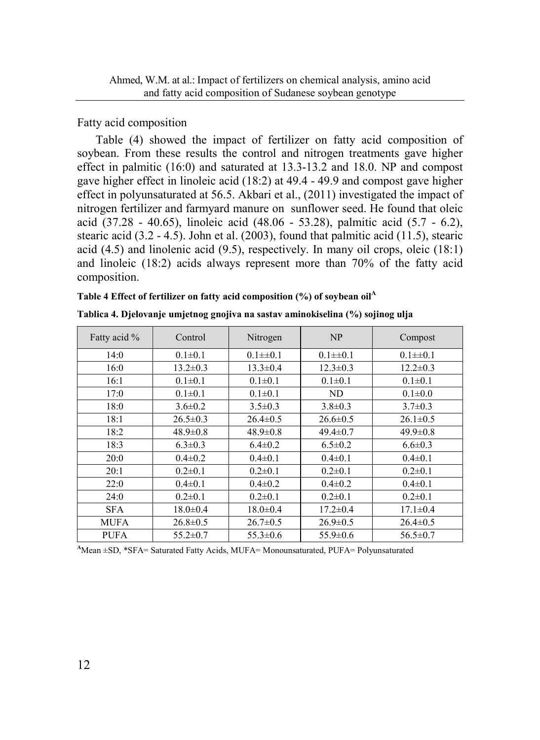Fatty acid composition

Table (4) showed the impact of fertilizer on fatty acid composition of soybean. From these results the control and nitrogen treatments gave higher effect in palmitic (16:0) and saturated at 13.3-13.2 and 18.0. NP and compost gave higher effect in linoleic acid (18:2) at 49.4 - 49.9 and compost gave higher effect in polyunsaturated at 56.5. Akbari et al., (2011) investigated the impact of nitrogen fertilizer and farmyard manure on sunflower seed. He found that oleic acid (37.28 - 40.65), linoleic acid (48.06 - 53.28), palmitic acid (5.7 - 6.2), stearic acid (3.2 - 4.5). John et al. (2003), found that palmitic acid (11.5), stearic acid (4.5) and linolenic acid (9.5), respectively. In many oil crops, oleic (18:1) and linoleic (18:2) acids always represent more than 70% of the fatty acid composition.

**Table 4 Effect of fertilizer on fatty acid composition (%) of soybean oil[A]**

**Tablica 4. Djelovanje umjetnog gnojiva na sastav aminokiselina (%) sojinog ulja**

| Fatty acid % | Control | Nitrogen | NP | Compost |
|---|---|---|---|---|
| 14:0 | 0.1±0.1 | 0.1±±0.1 | 0.1±±0.1 | 0.1±±0.1 |
| 16:0 | 13.2±0.3 | 13.3±0.4 | 12.3±0.3 | 12.2±0.3 |
| 16:1 | 0.1±0.1 | 0.1±0.1 | 0.1±0.1 | 0.1±0.1 |
| 17:0 | 0.1±0.1 | 0.1±0.1 | ND | 0.1±0.0 |
| 18:0 | 3.6±0.2 | 3.5±0.3 | 3.8±0.3 | 3.7±0.3 |
| 18:1 | 26.5±0.3 | 26.4±0.5 | 26.6±0.5 | 26.1±0.5 |
| 18:2 | 48.9±0.8 | 48.9±0.8 | 49.4±0.7 | 49.9±0.8 |
| 18:3 | 6.3±0.3 | 6.4±0.2 | 6.5±0.2 | 6.6±0.3 |
| 20:0 | 0.4±0.2 | 0.4±0.1 | 0.4±0.1 | 0.4±0.1 |
| 20:1 | 0.2±0.1 | 0.2±0.1 | 0.2±0.1 | 0.2±0.1 |
| 22:0 | 0.4±0.1 | 0.4±0.2 | 0.4±0.2 | 0.4±0.1 |
| 24:0 | 0.2±0.1 | 0.2±0.1 | 0.2±0.1 | 0.2±0.1 |
| SFA | 18.0±0.4 | 18.0±0.4 | 17.2±0.4 | 17.1±0.4 |
| MUFA | 26.8±0.5 | 26.7±0.5 | 26.9±0.5 | 26.4±0.5 |
| PUFA | 55.2±0.7 | 55.3±0.6 | 55.9±0.6 | 56.5±0.7 |

[A]Mean ±SD, *SFA= Saturated Fatty Acids, MUFA= Monounsaturated, PUFA= Polyunsaturated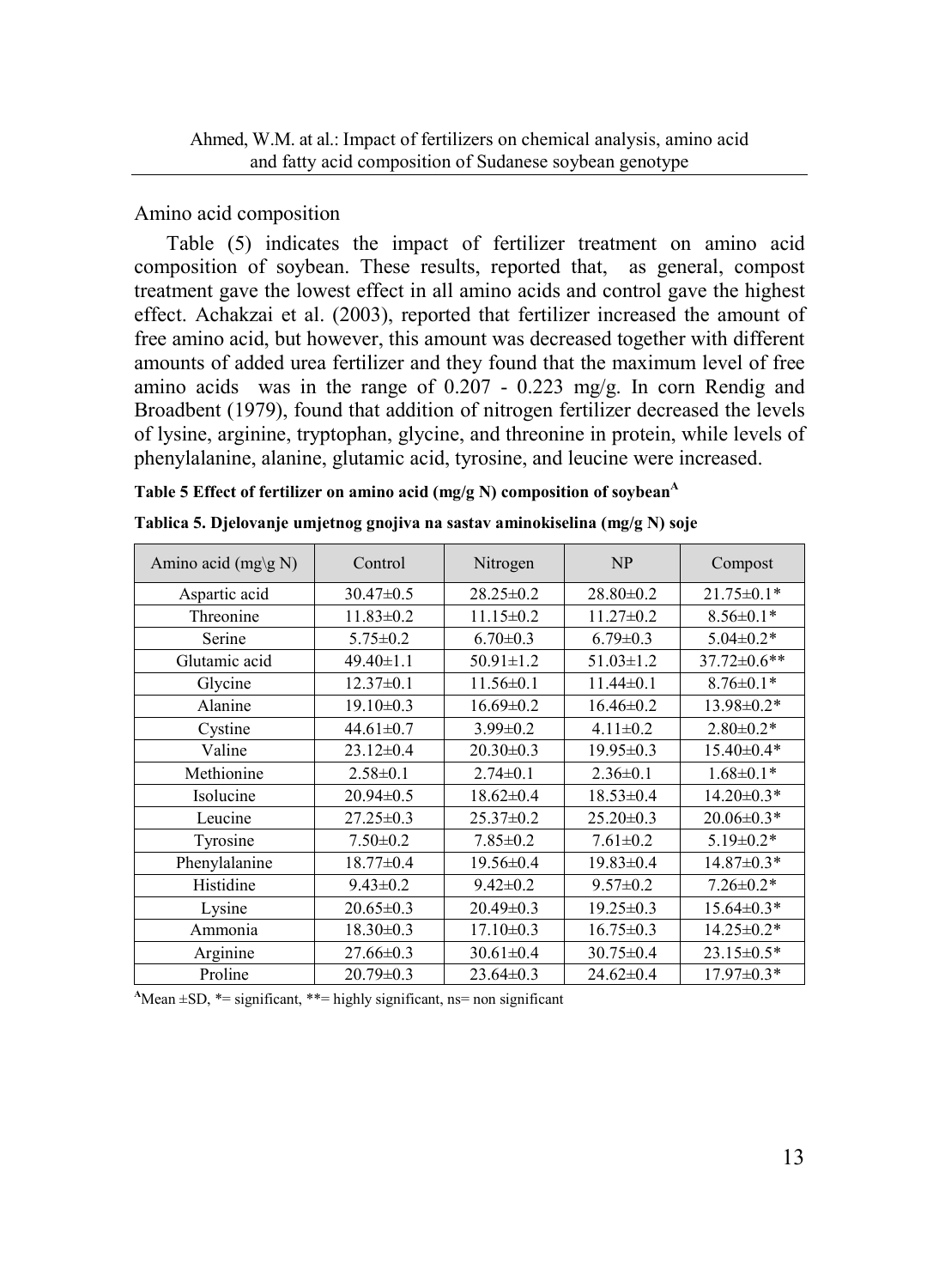## Amino acid composition

Table (5) indicates the impact of fertilizer treatment on amino acid composition of soybean. These results, reported that, as general, compost treatment gave the lowest effect in all amino acids and control gave the highest effect. Achakzai et al. (2003), reported that fertilizer increased the amount of free amino acid, but however, this amount was decreased together with different amounts of added urea fertilizer and they found that the maximum level of free amino acids was in the range of 0.207 - 0.223 mg/g. In corn Rendig and Broadbent (1979), found that addition of nitrogen fertilizer decreased the levels of lysine, arginine, tryptophan, glycine, and threonine in protein, while levels of phenylalanine, alanine, glutamic acid, tyrosine, and leucine were increased.

**Table 5 Effect of fertilizer on amino acid (mg/g N) composition of soybean[A]**

**Tablica 5. Djelovanje umjetnog gnojiva na sastav aminokiselina (mg/g N) soje**

| Amino acid (mg\g N) | Control | Nitrogen | NP | Compost |
|---|---|---|---|---|
| Aspartic acid | 30.47±0.5 | 28.25±0.2 | 28.80±0.2 | 21.75±0.1* |
| Threonine | 11.83±0.2 | 11.15±0.2 | 11.27±0.2 | 8.56±0.1* |
| Serine | 5.75±0.2 | 6.70±0.3 | 6.79±0.3 | 5.04±0.2* |
| Glutamic acid | 49.40±1.1 | 50.91±1.2 | 51.03±1.2 | 37.72±0.6** |
| Glycine | 12.37±0.1 | 11.56±0.1 | 11.44±0.1 | 8.76±0.1* |
| Alanine | 19.10±0.3 | 16.69±0.2 | 16.46±0.2 | 13.98±0.2* |
| Cystine | 44.61±0.7 | 3.99±0.2 | 4.11±0.2 | 2.80±0.2* |
| Valine | 23.12±0.4 | 20.30±0.3 | 19.95±0.3 | 15.40±0.4* |
| Methionine | 2.58±0.1 | 2.74±0.1 | 2.36±0.1 | 1.68±0.1* |
| Isolucine | 20.94±0.5 | 18.62±0.4 | 18.53±0.4 | 14.20±0.3* |
| Leucine | 27.25±0.3 | 25.37±0.2 | 25.20±0.3 | 20.06±0.3* |
| Tyrosine | 7.50±0.2 | 7.85±0.2 | 7.61±0.2 | 5.19±0.2* |
| Phenylalanine | 18.77±0.4 | 19.56±0.4 | 19.83±0.4 | 14.87±0.3* |
| Histidine | 9.43±0.2 | 9.42±0.2 | 9.57±0.2 | 7.26±0.2* |
| Lysine | 20.65±0.3 | 20.49±0.3 | 19.25±0.3 | 15.64±0.3* |
| Ammonia | 18.30±0.3 | 17.10±0.3 | 16.75±0.3 | 14.25±0.2* |
| Arginine | 27.66±0.3 | 30.61±0.4 | 30.75±0.4 | 23.15±0.5* |
| Proline | 20.79±0.3 | 23.64±0.3 | 24.62±0.4 | 17.97±0.3* |

[A]Mean ±SD, *= significant, **= highly significant, ns= non significant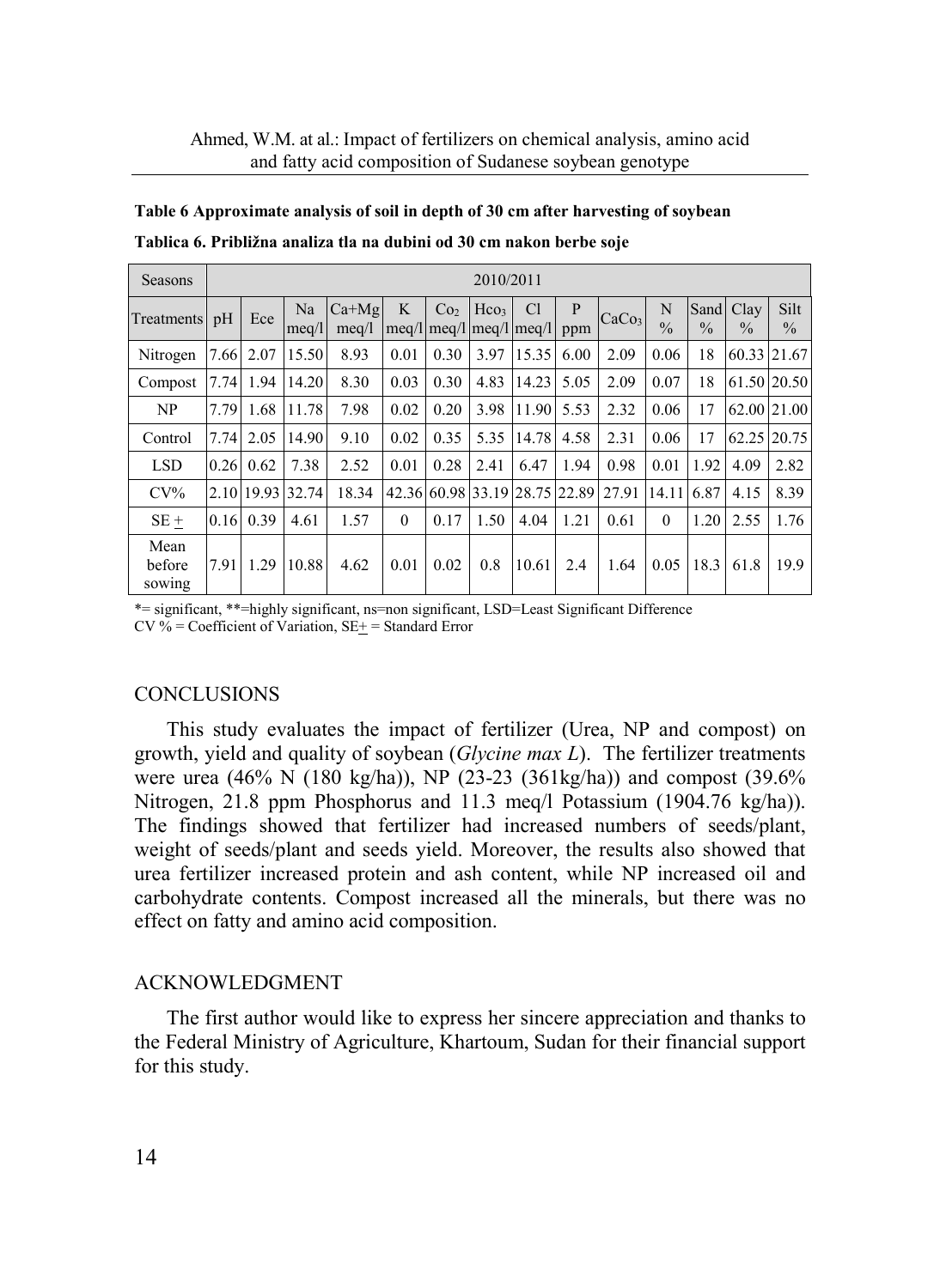**Table 6 Approximate analysis of soil in depth of 30 cm after harvesting of soybean**

**Tablica 6. Približna analiza tla na dubini od 30 cm nakon berbe soje**

| Seasons | 2010/2011 | | | | | | | | | | | | | | |
|---|---|---|---|---|---|---|---|---|---|---|---|---|---|---|---|
| Treatments | pH | Ece | Na meq/l | Ca+Mg meq/l | K meq/l | $Co_2$ meq/l | $Hco_3$ meq/l | Cl meq/l | P ppm | $CaCo_3$ | N % | Sand % | Clay % | Silt % |
| Nitrogen | 7.66 | 2.07 | 15.50 | 8.93 | 0.01 | 0.30 | 3.97 | 15.35 | 6.00 | 2.09 | 0.06 | 18 | 60.33 | 21.67 |
| Compost | 7.74 | 1.94 | 14.20 | 8.30 | 0.03 | 0.30 | 4.83 | 14.23 | 5.05 | 2.09 | 0.07 | 18 | 61.50 | 20.50 |
| NP | 7.79 | 1.68 | 11.78 | 7.98 | 0.02 | 0.20 | 3.98 | 11.90 | 5.53 | 2.32 | 0.06 | 17 | 62.00 | 21.00 |
| Control | 7.74 | 2.05 | 14.90 | 9.10 | 0.02 | 0.35 | 5.35 | 14.78 | 4.58 | 2.31 | 0.06 | 17 | 62.25 | 20.75 |
| LSD | 0.26 | 0.62 | 7.38 | 2.52 | 0.01 | 0.28 | 2.41 | 6.47 | 1.94 | 0.98 | 0.01 | 1.92 | 4.09 | 2.82 |
| CV% | 2.10 | 19.93 | 32.74 | 18.34 | 42.36 | 60.98 | 33.19 | 28.75 | 22.89 | 27.91 | 14.11 | 6.87 | 4.15 | 8.39 |
| SE ± | 0.16 | 0.39 | 4.61 | 1.57 | 0 | 0.17 | 1.50 | 4.04 | 1.21 | 0.61 | 0 | 1.20 | 2.55 | 1.76 |
| Mean before sowing | 7.91 | 1.29 | 10.88 | 4.62 | 0.01 | 0.02 | 0.8 | 10.61 | 2.4 | 1.64 | 0.05 | 18.3 | 61.8 | 19.9 |

*= significant, **=highly significant, ns=non significant, LSD=Least Significant Difference
CV % = Coefficient of Variation, SE± = Standard Error

## CONCLUSIONS

This study evaluates the impact of fertilizer (Urea, NP and compost) on growth, yield and quality of soybean (*Glycine max L*). The fertilizer treatments were urea (46% N (180 kg/ha)), NP (23-23 (361kg/ha)) and compost (39.6% Nitrogen, 21.8 ppm Phosphorus and 11.3 meq/l Potassium (1904.76 kg/ha)). The findings showed that fertilizer had increased numbers of seeds/plant, weight of seeds/plant and seeds yield. Moreover, the results also showed that urea fertilizer increased protein and ash content, while NP increased oil and carbohydrate contents. Compost increased all the minerals, but there was no effect on fatty and amino acid composition.

## ACKNOWLEDGMENT

The first author would like to express her sincere appreciation and thanks to the Federal Ministry of Agriculture, Khartoum, Sudan for their financial support for this study.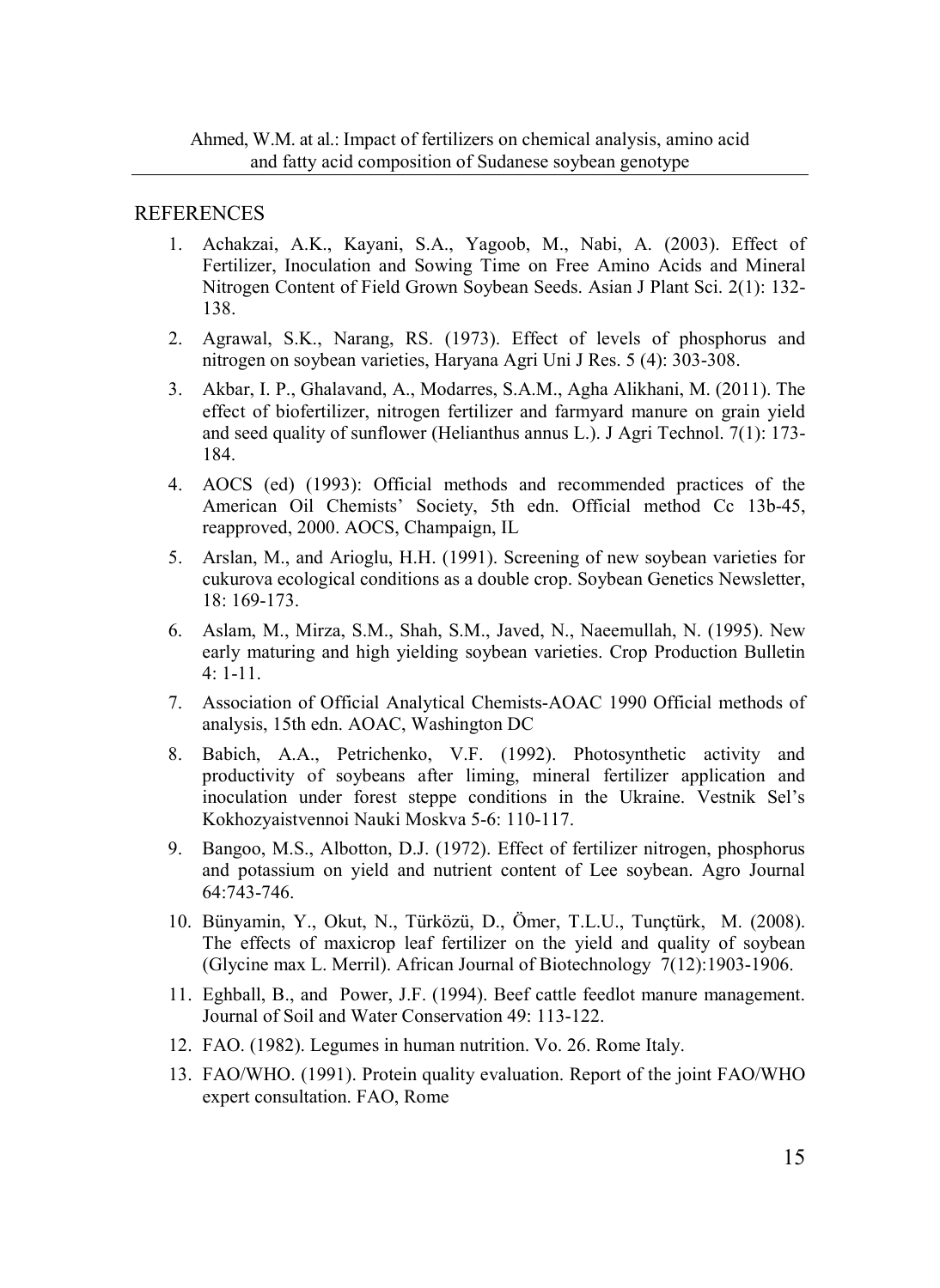## REFERENCES

1. Achakzai, A.K., Kayani, S.A., Yagoob, M., Nabi, A. (2003). Effect of Fertilizer, Inoculation and Sowing Time on Free Amino Acids and Mineral Nitrogen Content of Field Grown Soybean Seeds. Asian J Plant Sci. 2(1): 132-138.
2. Agrawal, S.K., Narang, RS. (1973). Effect of levels of phosphorus and nitrogen on soybean varieties, Haryana Agri Uni J Res. 5 (4): 303-308.
3. Akbar, I. P., Ghalavand, A., Modarres, S.A.M., Agha Alikhani, M. (2011). The effect of biofertilizer, nitrogen fertilizer and farmyard manure on grain yield and seed quality of sunflower (Helianthus annus L.). J Agri Technol. 7(1): 173-184.
4. AOCS (ed) (1993): Official methods and recommended practices of the American Oil Chemists' Society, 5th edn. Official method Cc 13b-45, reapproved, 2000. AOCS, Champaign, IL
5. Arslan, M., and Arioglu, H.H. (1991). Screening of new soybean varieties for cukurova ecological conditions as a double crop. Soybean Genetics Newsletter, 18: 169-173.
6. Aslam, M., Mirza, S.M., Shah, S.M., Javed, N., Naeemullah, N. (1995). New early maturing and high yielding soybean varieties. Crop Production Bulletin 4: 1-11.
7. Association of Official Analytical Chemists-AOAC 1990 Official methods of analysis, 15th edn. AOAC, Washington DC
8. Babich, A.A., Petrichenko, V.F. (1992). Photosynthetic activity and productivity of soybeans after liming, mineral fertilizer application and inoculation under forest steppe conditions in the Ukraine. Vestnik Sel's Kokhozyaistvennoi Nauki Moskva 5-6: 110-117.
9. Bangoo, M.S., Albotton, D.J. (1972). Effect of fertilizer nitrogen, phosphorus and potassium on yield and nutrient content of Lee soybean. Agro Journal 64:743-746.
10. Bünyamin, Y., Okut, N., Türközü, D., Ömer, T.L.U., Tunçtürk, M. (2008). The effects of maxicrop leaf fertilizer on the yield and quality of soybean (Glycine max L. Merril). African Journal of Biotechnology 7(12):1903-1906.
11. Eghball, B., and Power, J.F. (1994). Beef cattle feedlot manure management. Journal of Soil and Water Conservation 49: 113-122.
12. FAO. (1982). Legumes in human nutrition. Vo. 26. Rome Italy.
13. FAO/WHO. (1991). Protein quality evaluation. Report of the joint FAO/WHO expert consultation. FAO, Rome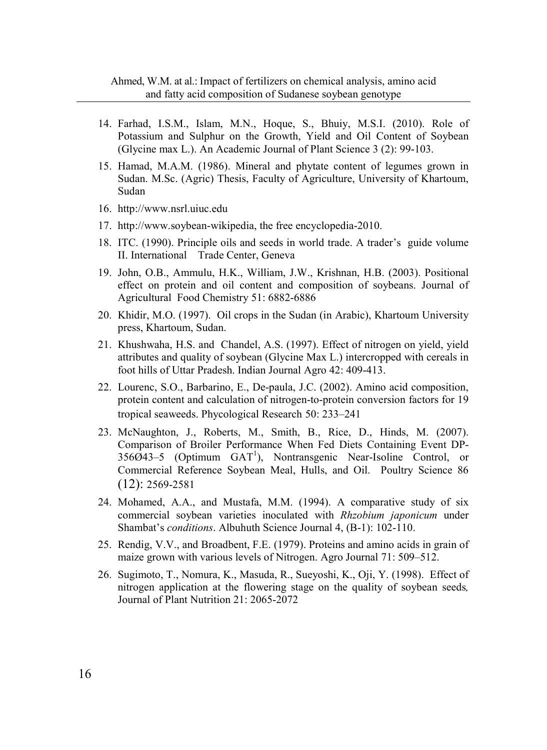14. Farhad, I.S.M., Islam, M.N., Hoque, S., Bhuiy, M.S.I. (2010). Role of Potassium and Sulphur on the Growth, Yield and Oil Content of Soybean (Glycine max L.). An Academic Journal of Plant Science 3 (2): 99-103.
15. Hamad, M.A.M. (1986). Mineral and phytate content of legumes grown in Sudan. M.Sc. (Agric) Thesis, Faculty of Agriculture, University of Khartoum, Sudan
16. http://www.nsrl.uiuc.edu
17. http://www.soybean-wikipedia, the free encyclopedia-2010.
18. ITC. (1990). Principle oils and seeds in world trade. A trader's guide volume II. International Trade Center, Geneva
19. John, O.B., Ammulu, H.K., William, J.W., Krishnan, H.B. (2003). Positional effect on protein and oil content and composition of soybeans. Journal of Agricultural Food Chemistry 51: 6882-6886
20. Khidir, M.O. (1997). Oil crops in the Sudan (in Arabic), Khartoum University press, Khartoum, Sudan.
21. Khushwaha, H.S. and Chandel, A.S. (1997). Effect of nitrogen on yield, yield attributes and quality of soybean (Glycine Max L.) intercropped with cereals in foot hills of Uttar Pradesh. Indian Journal Agro 42: 409-413.
22. Lourenc, S.O., Barbarino, E., De-paula, J.C. (2002). Amino acid composition, protein content and calculation of nitrogen-to-protein conversion factors for 19 tropical seaweeds. Phycological Research 50: 233–241
23. McNaughton, J., Roberts, M., Smith, B., Rice, D., Hinds, M. (2007). Comparison of Broiler Performance When Fed Diets Containing Event DP-356Ø43–5 (Optimum GAT[1]), Nontransgenic Near-Isoline Control, or Commercial Reference Soybean Meal, Hulls, and Oil. Poultry Science 86 (12): 2569-2581
24. Mohamed, A.A., and Mustafa, M.M. (1994). A comparative study of six commercial soybean varieties inoculated with *Rhzobium japonicum* under Shambat's *conditions*. Albuhuth Science Journal 4, (B-1): 102-110.
25. Rendig, V.V., and Broadbent, F.E. (1979). Proteins and amino acids in grain of maize grown with various levels of Nitrogen. Agro Journal 71: 509–512.
26. Sugimoto, T., Nomura, K., Masuda, R., Sueyoshi, K., Oji, Y. (1998). Effect of nitrogen application at the flowering stage on the quality of soybean seeds*,* Journal of Plant Nutrition 21: 2065-2072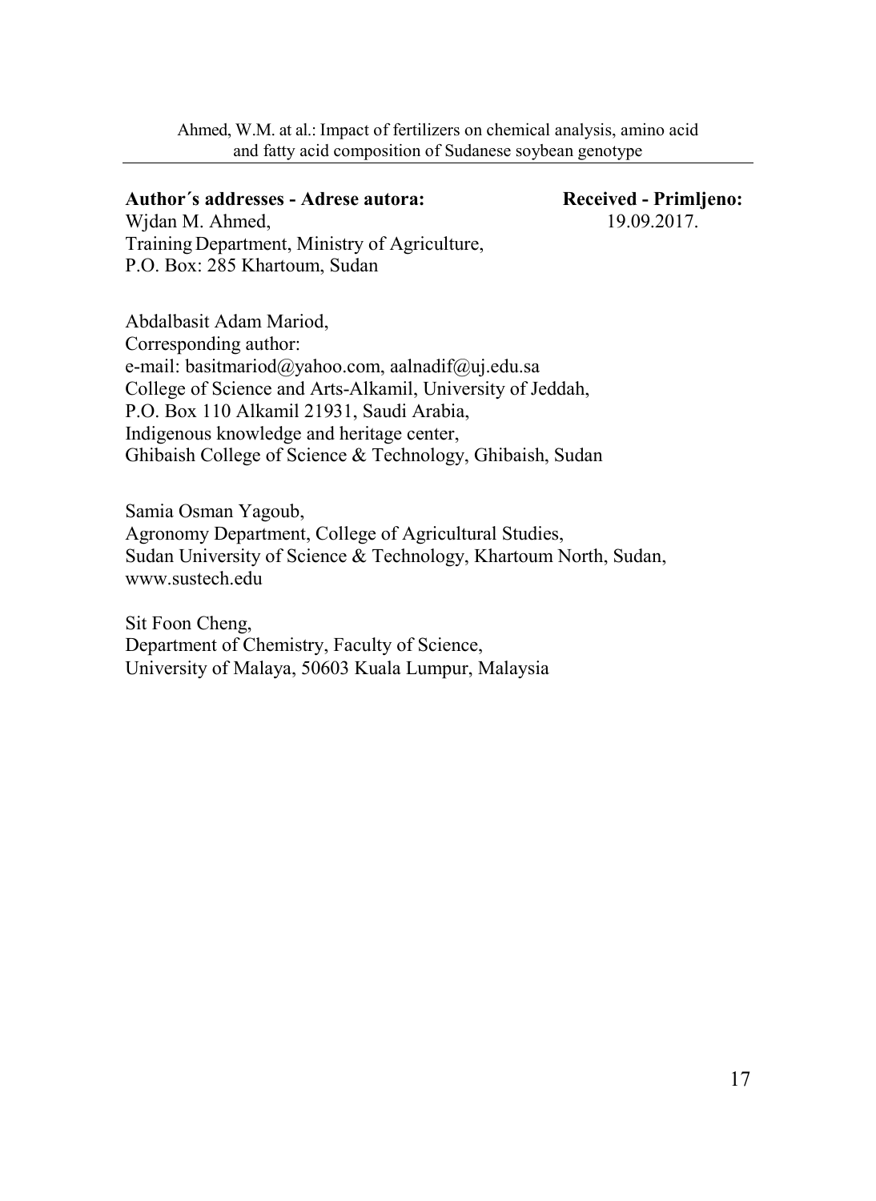**Author´s addresses - Adrese autora:**

Wjdan M. Ahmed,
Training Department, Ministry of Agriculture,
P.O. Box: 285 Khartoum, Sudan

**Received - Primljeno:**
19.09.2017.

Abdalbasit Adam Mariod,
Corresponding author:
e-mail: basitmariod@yahoo.com, aalnadif@uj.edu.sa
College of Science and Arts-Alkamil, University of Jeddah,
P.O. Box 110 Alkamil 21931, Saudi Arabia,
Indigenous knowledge and heritage center,
Ghibaish College of Science & Technology, Ghibaish, Sudan

Samia Osman Yagoub,
Agronomy Department, College of Agricultural Studies,
Sudan University of Science & Technology, Khartoum North, Sudan,
www.sustech.edu

Sit Foon Cheng,
Department of Chemistry, Faculty of Science,
University of Malaya, 50603 Kuala Lumpur, Malaysia